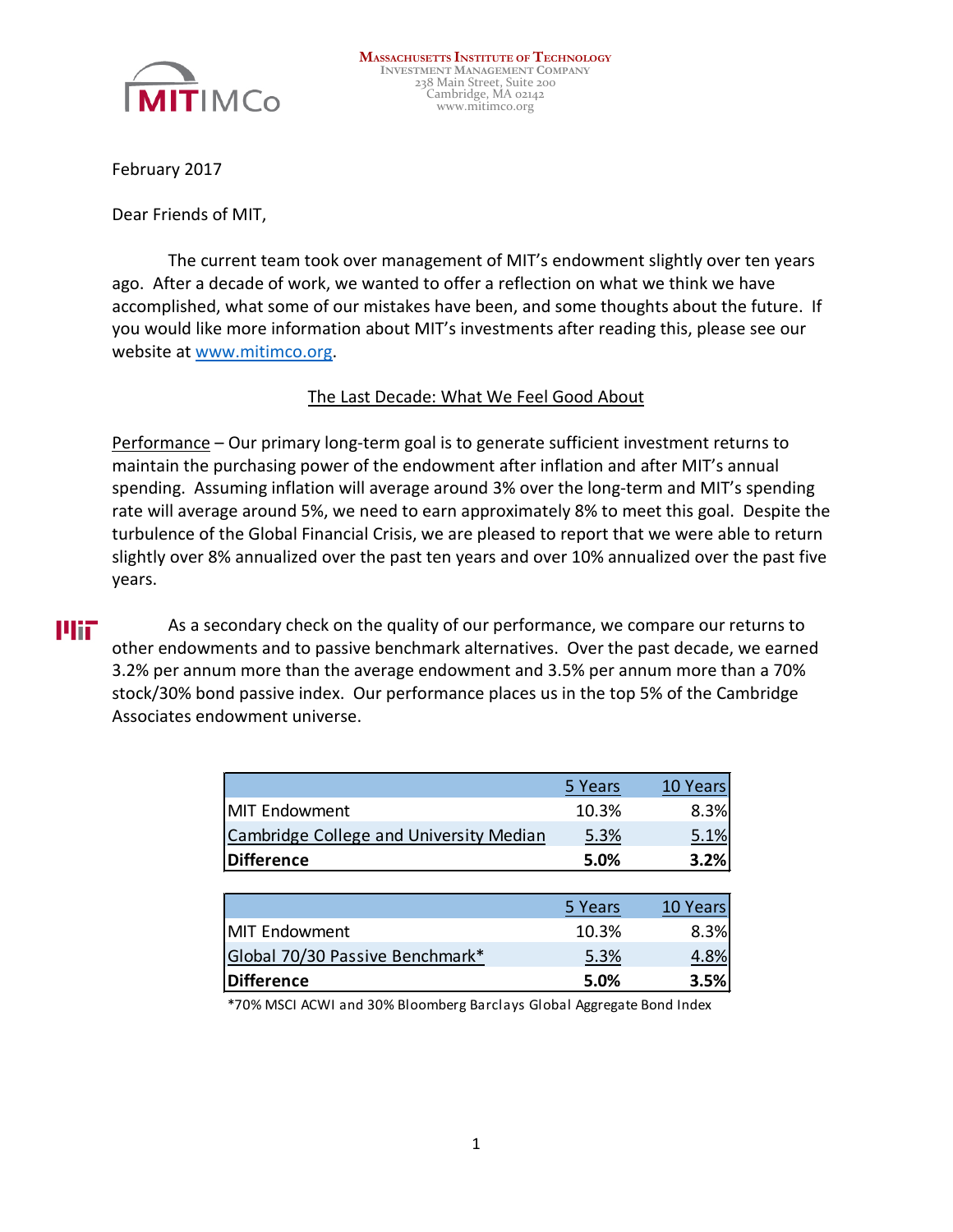**Massachusetts Institute of Technology**
Investment Management Company
238 Main Street, Suite 200
Cambridge, MA 02142
www.mitimco.org

February 2017

Dear Friends of MIT,

The current team took over management of MIT's endowment slightly over ten years ago. After a decade of work, we wanted to offer a reflection on what we think we have accomplished, what some of our mistakes have been, and some thoughts about the future. If you would like more information about MIT's investments after reading this, please see our website at www.mitimco.org.

## The Last Decade: What We Feel Good About

Performance – Our primary long-term goal is to generate sufficient investment returns to maintain the purchasing power of the endowment after inflation and after MIT's annual spending. Assuming inflation will average around 3% over the long-term and MIT's spending rate will average around 5%, we need to earn approximately 8% to meet this goal. Despite the turbulence of the Global Financial Crisis, we are pleased to report that we were able to return slightly over 8% annualized over the past ten years and over 10% annualized over the past five years.

As a secondary check on the quality of our performance, we compare our returns to other endowments and to passive benchmark alternatives. Over the past decade, we earned 3.2% per annum more than the average endowment and 3.5% per annum more than a 70% stock/30% bond passive index. Our performance places us in the top 5% of the Cambridge Associates endowment universe.

| | 5 Years | 10 Years |
|---|---|---|
| MIT Endowment | 10.3% | 8.3% |
| Cambridge College and University Median | 5.3% | 5.1% |
| **Difference** | **5.0%** | **3.2%** |

| | 5 Years | 10 Years |
|---|---|---|
| MIT Endowment | 10.3% | 8.3% |
| Global 70/30 Passive Benchmark* | 5.3% | 4.8% |
| **Difference** | **5.0%** | **3.5%** |

*70% MSCI ACWI and 30% Bloomberg Barclays Global Aggregate Bond Index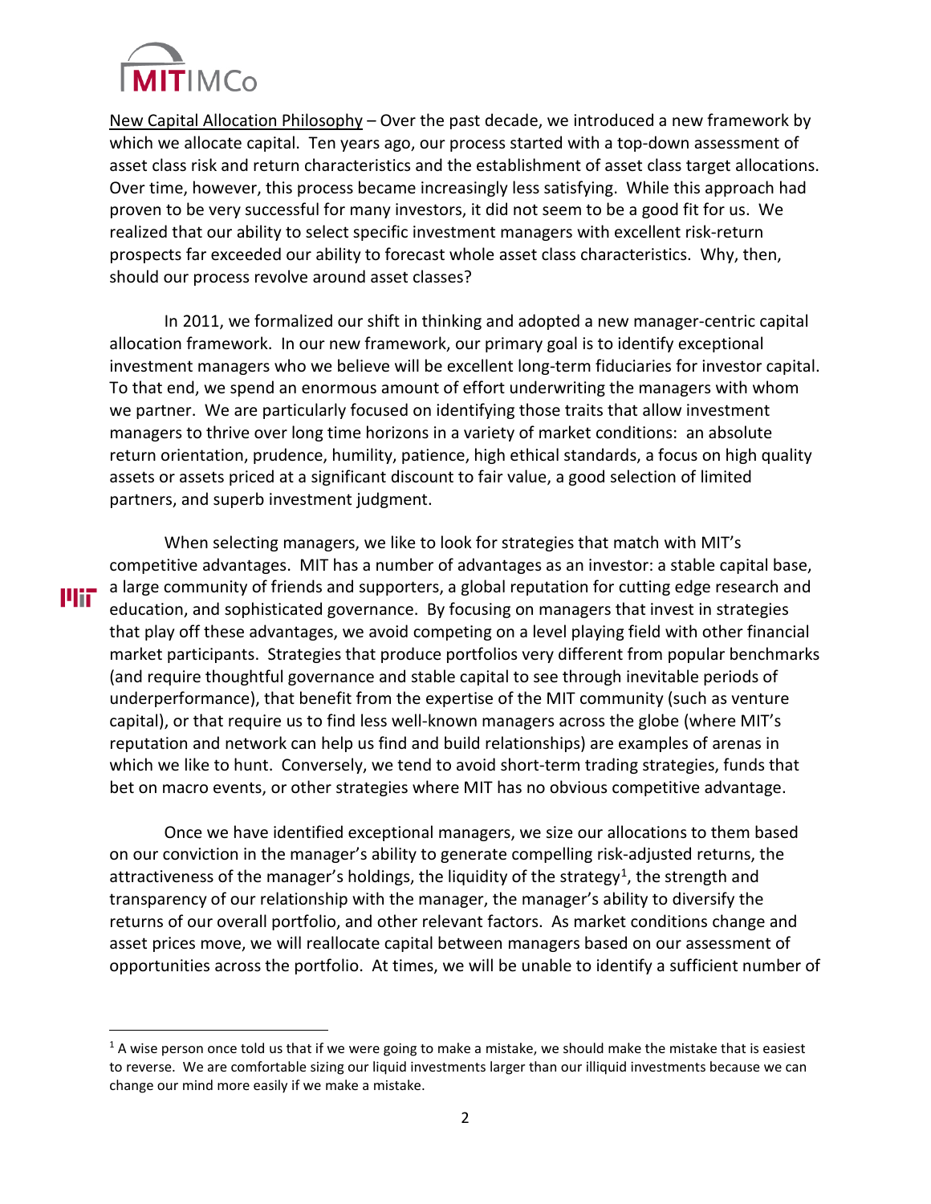New Capital Allocation Philosophy – Over the past decade, we introduced a new framework by which we allocate capital. Ten years ago, our process started with a top-down assessment of asset class risk and return characteristics and the establishment of asset class target allocations. Over time, however, this process became increasingly less satisfying. While this approach had proven to be very successful for many investors, it did not seem to be a good fit for us. We realized that our ability to select specific investment managers with excellent risk-return prospects far exceeded our ability to forecast whole asset class characteristics. Why, then, should our process revolve around asset classes?

In 2011, we formalized our shift in thinking and adopted a new manager-centric capital allocation framework. In our new framework, our primary goal is to identify exceptional investment managers who we believe will be excellent long-term fiduciaries for investor capital. To that end, we spend an enormous amount of effort underwriting the managers with whom we partner. We are particularly focused on identifying those traits that allow investment managers to thrive over long time horizons in a variety of market conditions: an absolute return orientation, prudence, humility, patience, high ethical standards, a focus on high quality assets or assets priced at a significant discount to fair value, a good selection of limited partners, and superb investment judgment.

When selecting managers, we like to look for strategies that match with MIT's competitive advantages. MIT has a number of advantages as an investor: a stable capital base, a large community of friends and supporters, a global reputation for cutting edge research and education, and sophisticated governance. By focusing on managers that invest in strategies that play off these advantages, we avoid competing on a level playing field with other financial market participants. Strategies that produce portfolios very different from popular benchmarks (and require thoughtful governance and stable capital to see through inevitable periods of underperformance), that benefit from the expertise of the MIT community (such as venture capital), or that require us to find less well-known managers across the globe (where MIT's reputation and network can help us find and build relationships) are examples of arenas in which we like to hunt. Conversely, we tend to avoid short-term trading strategies, funds that bet on macro events, or other strategies where MIT has no obvious competitive advantage.

Once we have identified exceptional managers, we size our allocations to them based on our conviction in the manager's ability to generate compelling risk-adjusted returns, the attractiveness of the manager's holdings, the liquidity of the strategy[1], the strength and transparency of our relationship with the manager, the manager's ability to diversify the returns of our overall portfolio, and other relevant factors. As market conditions change and asset prices move, we will reallocate capital between managers based on our assessment of opportunities across the portfolio. At times, we will be unable to identify a sufficient number of

[1] A wise person once told us that if we were going to make a mistake, we should make the mistake that is easiest to reverse. We are comfortable sizing our liquid investments larger than our illiquid investments because we can change our mind more easily if we make a mistake.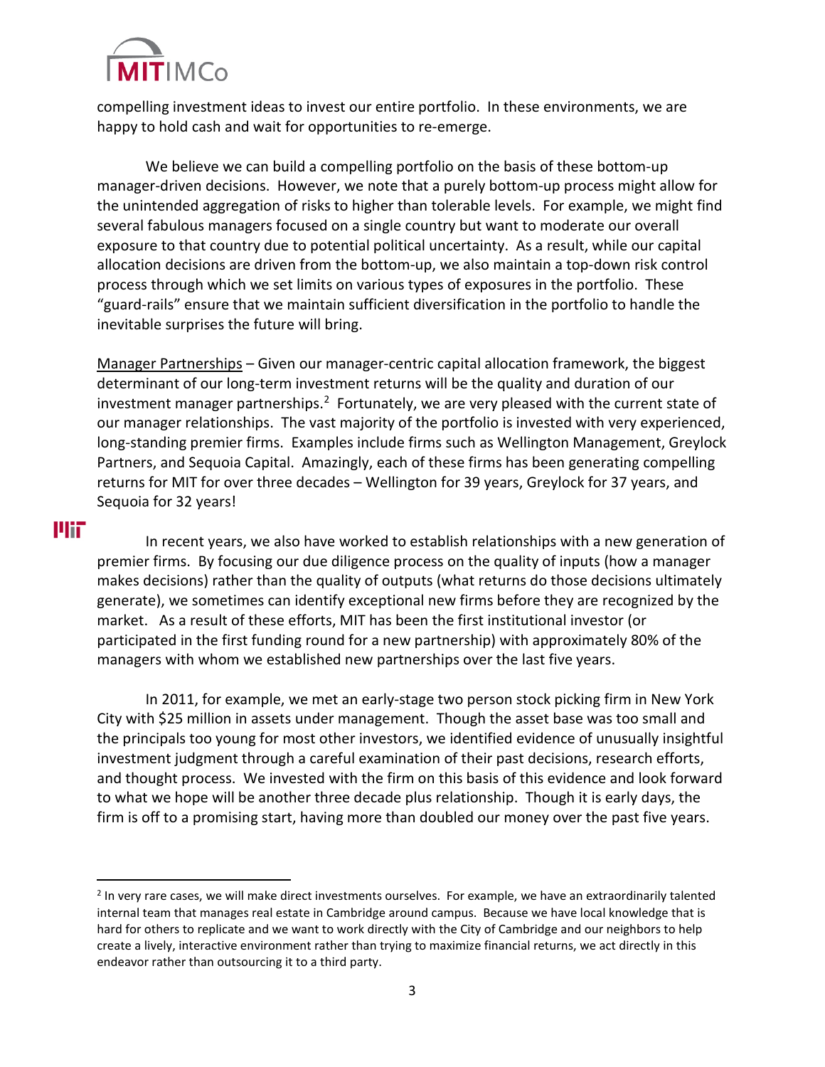compelling investment ideas to invest our entire portfolio. In these environments, we are happy to hold cash and wait for opportunities to re-emerge.

We believe we can build a compelling portfolio on the basis of these bottom-up manager-driven decisions. However, we note that a purely bottom-up process might allow for the unintended aggregation of risks to higher than tolerable levels. For example, we might find several fabulous managers focused on a single country but want to moderate our overall exposure to that country due to potential political uncertainty. As a result, while our capital allocation decisions are driven from the bottom-up, we also maintain a top-down risk control process through which we set limits on various types of exposures in the portfolio. These "guard-rails" ensure that we maintain sufficient diversification in the portfolio to handle the inevitable surprises the future will bring.

<u>Manager Partnerships</u> – Given our manager-centric capital allocation framework, the biggest determinant of our long-term investment returns will be the quality and duration of our investment manager partnerships.[2] Fortunately, we are very pleased with the current state of our manager relationships. The vast majority of the portfolio is invested with very experienced, long-standing premier firms. Examples include firms such as Wellington Management, Greylock Partners, and Sequoia Capital. Amazingly, each of these firms has been generating compelling returns for MIT for over three decades – Wellington for 39 years, Greylock for 37 years, and Sequoia for 32 years!

In recent years, we also have worked to establish relationships with a new generation of premier firms. By focusing our due diligence process on the quality of inputs (how a manager makes decisions) rather than the quality of outputs (what returns do those decisions ultimately generate), we sometimes can identify exceptional new firms before they are recognized by the market. As a result of these efforts, MIT has been the first institutional investor (or participated in the first funding round for a new partnership) with approximately 80% of the managers with whom we established new partnerships over the last five years.

In 2011, for example, we met an early-stage two person stock picking firm in New York City with $25 million in assets under management. Though the asset base was too small and the principals too young for most other investors, we identified evidence of unusually insightful investment judgment through a careful examination of their past decisions, research efforts, and thought process. We invested with the firm on this basis of this evidence and look forward to what we hope will be another three decade plus relationship. Though it is early days, the firm is off to a promising start, having more than doubled our money over the past five years.

[2] In very rare cases, we will make direct investments ourselves. For example, we have an extraordinarily talented internal team that manages real estate in Cambridge around campus. Because we have local knowledge that is hard for others to replicate and we want to work directly with the City of Cambridge and our neighbors to help create a lively, interactive environment rather than trying to maximize financial returns, we act directly in this endeavor rather than outsourcing it to a third party.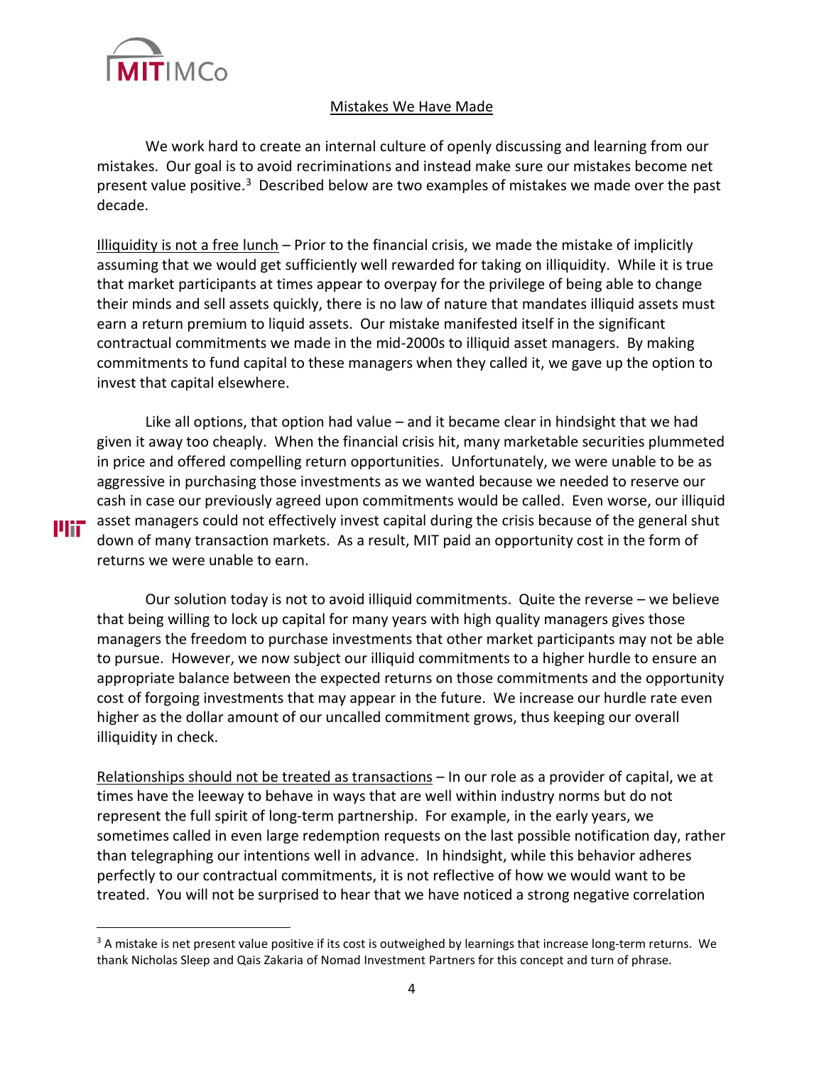## Mistakes We Have Made

We work hard to create an internal culture of openly discussing and learning from our mistakes. Our goal is to avoid recriminations and instead make sure our mistakes become net present value positive.[3] Described below are two examples of mistakes we made over the past decade.

Illiquidity is not a free lunch – Prior to the financial crisis, we made the mistake of implicitly assuming that we would get sufficiently well rewarded for taking on illiquidity. While it is true that market participants at times appear to overpay for the privilege of being able to change their minds and sell assets quickly, there is no law of nature that mandates illiquid assets must earn a return premium to liquid assets. Our mistake manifested itself in the significant contractual commitments we made in the mid-2000s to illiquid asset managers. By making commitments to fund capital to these managers when they called it, we gave up the option to invest that capital elsewhere.

Like all options, that option had value – and it became clear in hindsight that we had given it away too cheaply. When the financial crisis hit, many marketable securities plummeted in price and offered compelling return opportunities. Unfortunately, we were unable to be as aggressive in purchasing those investments as we wanted because we needed to reserve our cash in case our previously agreed upon commitments would be called. Even worse, our illiquid asset managers could not effectively invest capital during the crisis because of the general shut down of many transaction markets. As a result, MIT paid an opportunity cost in the form of returns we were unable to earn.

Our solution today is not to avoid illiquid commitments. Quite the reverse – we believe that being willing to lock up capital for many years with high quality managers gives those managers the freedom to purchase investments that other market participants may not be able to pursue. However, we now subject our illiquid commitments to a higher hurdle to ensure an appropriate balance between the expected returns on those commitments and the opportunity cost of forgoing investments that may appear in the future. We increase our hurdle rate even higher as the dollar amount of our uncalled commitment grows, thus keeping our overall illiquidity in check.

Relationships should not be treated as transactions – In our role as a provider of capital, we at times have the leeway to behave in ways that are well within industry norms but do not represent the full spirit of long-term partnership. For example, in the early years, we sometimes called in even large redemption requests on the last possible notification day, rather than telegraphing our intentions well in advance. In hindsight, while this behavior adheres perfectly to our contractual commitments, it is not reflective of how we would want to be treated. You will not be surprised to hear that we have noticed a strong negative correlation

[3] A mistake is net present value positive if its cost is outweighed by learnings that increase long-term returns. We thank Nicholas Sleep and Qais Zakaria of Nomad Investment Partners for this concept and turn of phrase.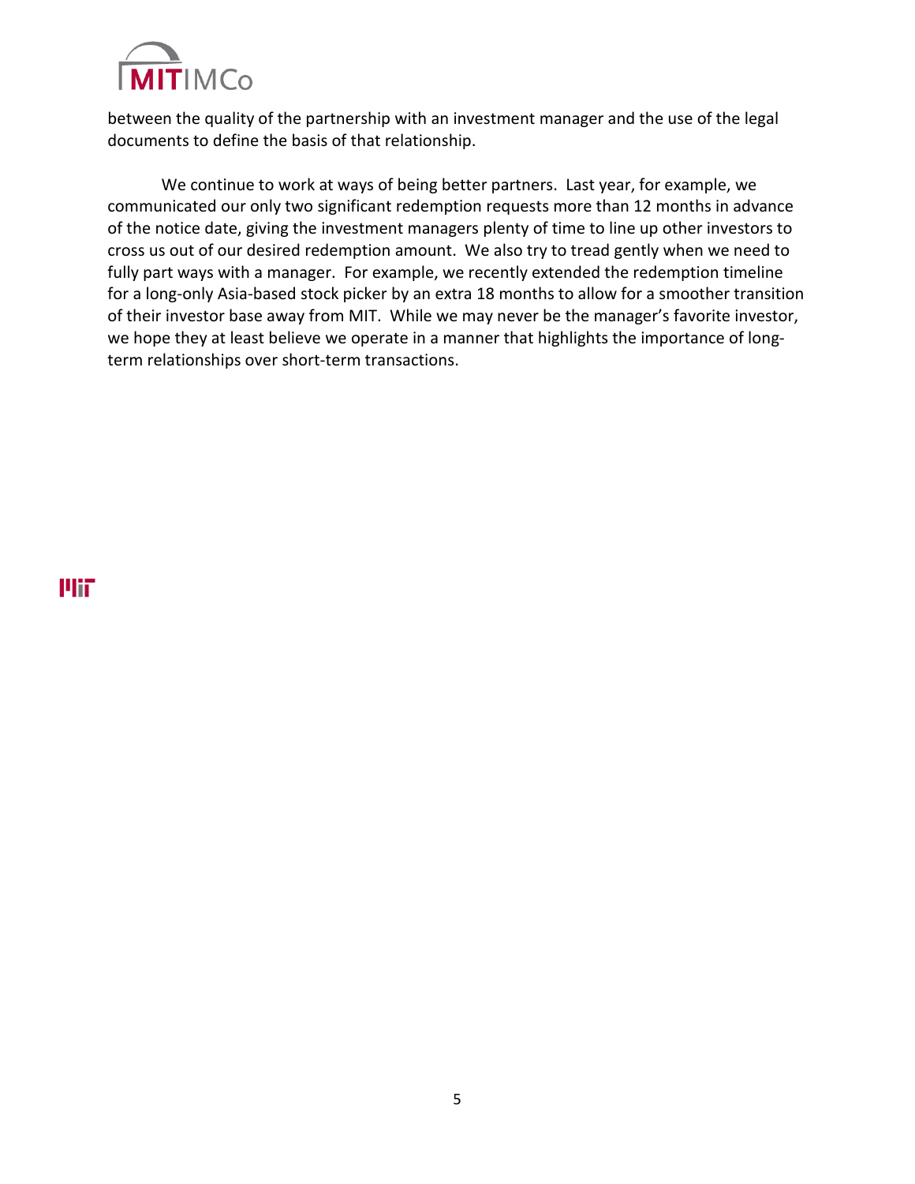between the quality of the partnership with an investment manager and the use of the legal documents to define the basis of that relationship.

We continue to work at ways of being better partners. Last year, for example, we communicated our only two significant redemption requests more than 12 months in advance of the notice date, giving the investment managers plenty of time to line up other investors to cross us out of our desired redemption amount. We also try to tread gently when we need to fully part ways with a manager. For example, we recently extended the redemption timeline for a long-only Asia-based stock picker by an extra 18 months to allow for a smoother transition of their investor base away from MIT. While we may never be the manager's favorite investor, we hope they at least believe we operate in a manner that highlights the importance of long-term relationships over short-term transactions.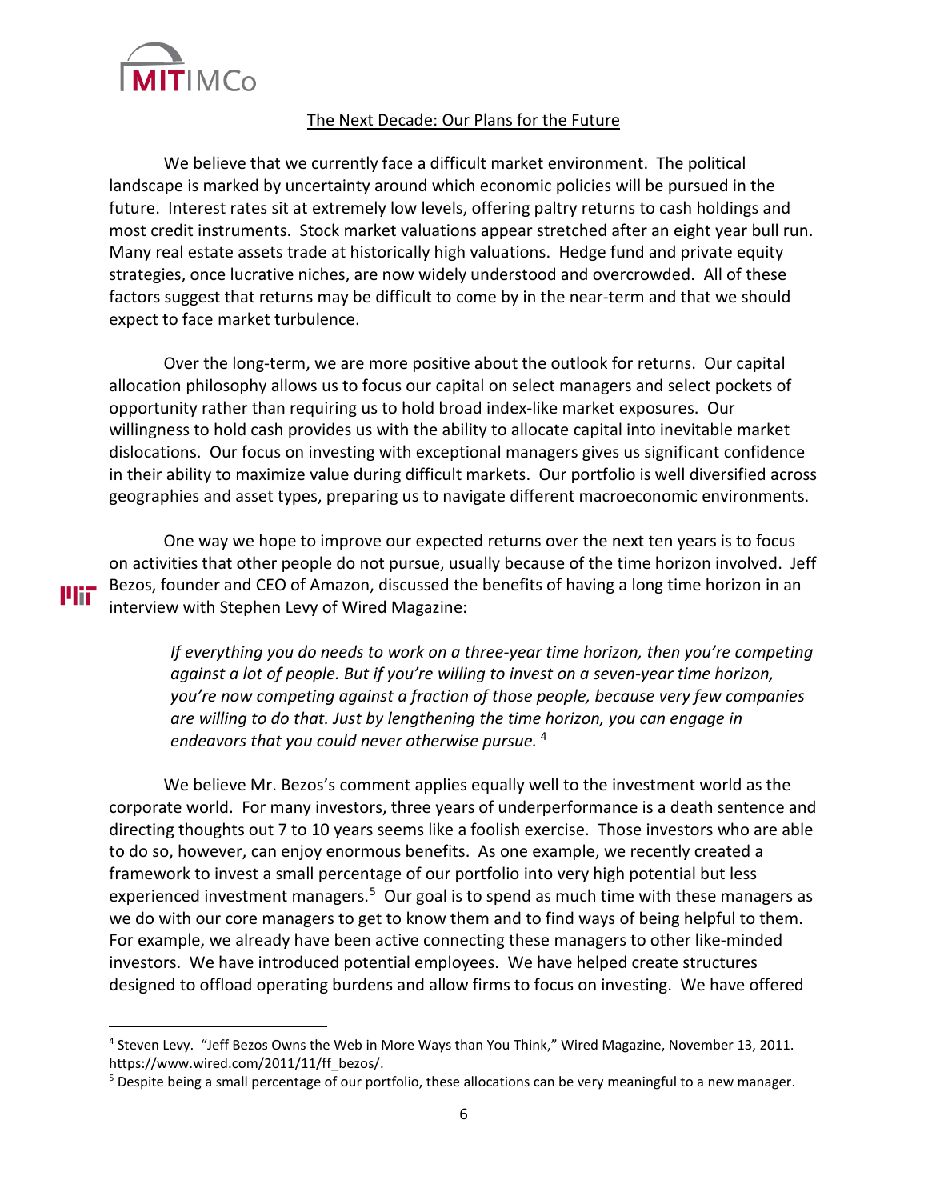## The Next Decade: Our Plans for the Future

We believe that we currently face a difficult market environment. The political landscape is marked by uncertainty around which economic policies will be pursued in the future. Interest rates sit at extremely low levels, offering paltry returns to cash holdings and most credit instruments. Stock market valuations appear stretched after an eight year bull run. Many real estate assets trade at historically high valuations. Hedge fund and private equity strategies, once lucrative niches, are now widely understood and overcrowded. All of these factors suggest that returns may be difficult to come by in the near-term and that we should expect to face market turbulence.

Over the long-term, we are more positive about the outlook for returns. Our capital allocation philosophy allows us to focus our capital on select managers and select pockets of opportunity rather than requiring us to hold broad index-like market exposures. Our willingness to hold cash provides us with the ability to allocate capital into inevitable market dislocations. Our focus on investing with exceptional managers gives us significant confidence in their ability to maximize value during difficult markets. Our portfolio is well diversified across geographies and asset types, preparing us to navigate different macroeconomic environments.

One way we hope to improve our expected returns over the next ten years is to focus on activities that other people do not pursue, usually because of the time horizon involved. Jeff Bezos, founder and CEO of Amazon, discussed the benefits of having a long time horizon in an interview with Stephen Levy of Wired Magazine:

> *If everything you do needs to work on a three-year time horizon, then you're competing against a lot of people. But if you're willing to invest on a seven-year time horizon, you're now competing against a fraction of those people, because very few companies are willing to do that. Just by lengthening the time horizon, you can engage in endeavors that you could never otherwise pursue.* [4]

We believe Mr. Bezos's comment applies equally well to the investment world as the corporate world. For many investors, three years of underperformance is a death sentence and directing thoughts out 7 to 10 years seems like a foolish exercise. Those investors who are able to do so, however, can enjoy enormous benefits. As one example, we recently created a framework to invest a small percentage of our portfolio into very high potential but less experienced investment managers.[5] Our goal is to spend as much time with these managers as we do with our core managers to get to know them and to find ways of being helpful to them. For example, we already have been active connecting these managers to other like-minded investors. We have introduced potential employees. We have helped create structures designed to offload operating burdens and allow firms to focus on investing. We have offered

---

[4] Steven Levy. "Jeff Bezos Owns the Web in More Ways than You Think," Wired Magazine, November 13, 2011. https://www.wired.com/2011/11/ff_bezos/.

[5] Despite being a small percentage of our portfolio, these allocations can be very meaningful to a new manager.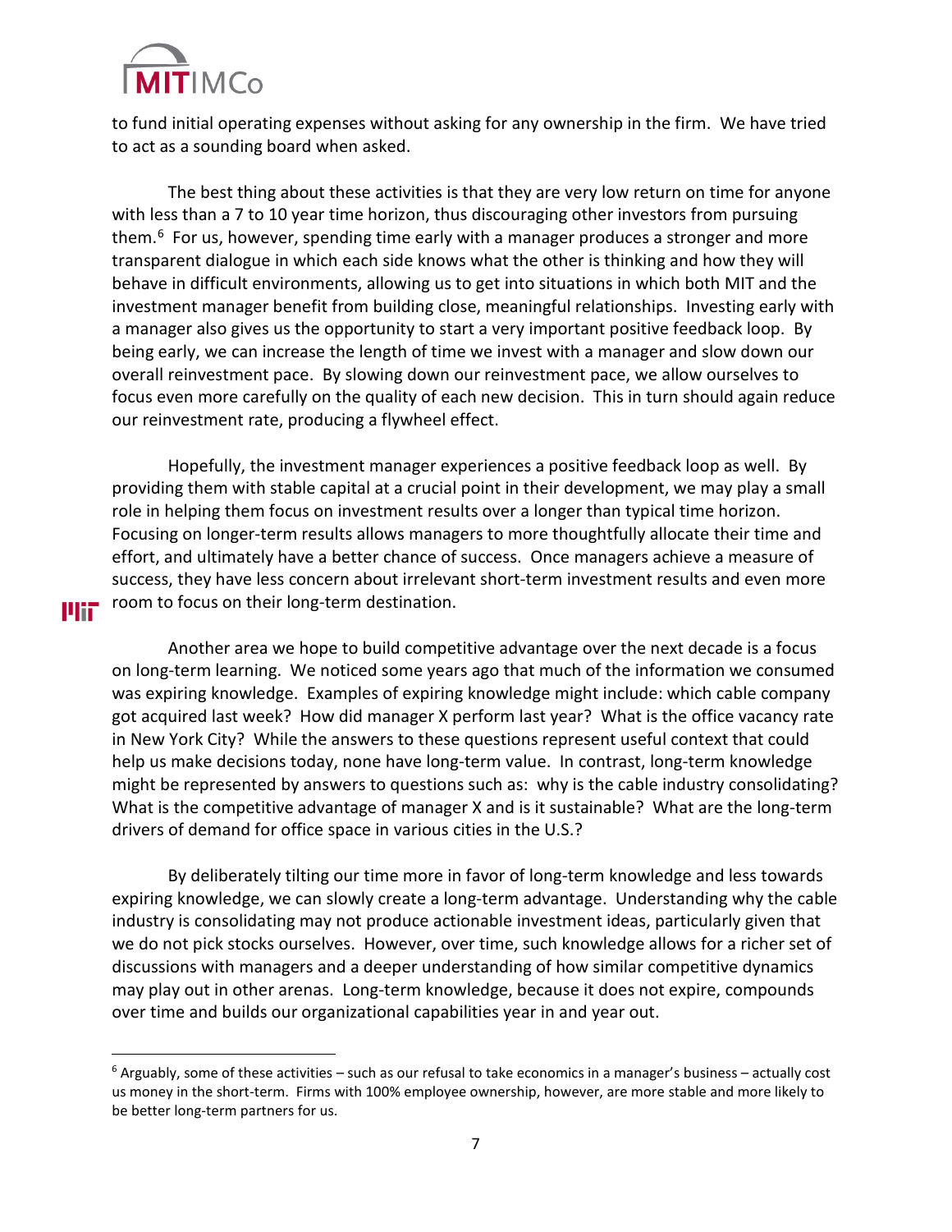to fund initial operating expenses without asking for any ownership in the firm. We have tried to act as a sounding board when asked.

The best thing about these activities is that they are very low return on time for anyone with less than a 7 to 10 year time horizon, thus discouraging other investors from pursuing them.[6] For us, however, spending time early with a manager produces a stronger and more transparent dialogue in which each side knows what the other is thinking and how they will behave in difficult environments, allowing us to get into situations in which both MIT and the investment manager benefit from building close, meaningful relationships. Investing early with a manager also gives us the opportunity to start a very important positive feedback loop. By being early, we can increase the length of time we invest with a manager and slow down our overall reinvestment pace. By slowing down our reinvestment pace, we allow ourselves to focus even more carefully on the quality of each new decision. This in turn should again reduce our reinvestment rate, producing a flywheel effect.

Hopefully, the investment manager experiences a positive feedback loop as well. By providing them with stable capital at a crucial point in their development, we may play a small role in helping them focus on investment results over a longer than typical time horizon. Focusing on longer-term results allows managers to more thoughtfully allocate their time and effort, and ultimately have a better chance of success. Once managers achieve a measure of success, they have less concern about irrelevant short-term investment results and even more room to focus on their long-term destination.

Another area we hope to build competitive advantage over the next decade is a focus on long-term learning. We noticed some years ago that much of the information we consumed was expiring knowledge. Examples of expiring knowledge might include: which cable company got acquired last week? How did manager X perform last year? What is the office vacancy rate in New York City? While the answers to these questions represent useful context that could help us make decisions today, none have long-term value. In contrast, long-term knowledge might be represented by answers to questions such as: why is the cable industry consolidating? What is the competitive advantage of manager X and is it sustainable? What are the long-term drivers of demand for office space in various cities in the U.S.?

By deliberately tilting our time more in favor of long-term knowledge and less towards expiring knowledge, we can slowly create a long-term advantage. Understanding why the cable industry is consolidating may not produce actionable investment ideas, particularly given that we do not pick stocks ourselves. However, over time, such knowledge allows for a richer set of discussions with managers and a deeper understanding of how similar competitive dynamics may play out in other arenas. Long-term knowledge, because it does not expire, compounds over time and builds our organizational capabilities year in and year out.

---

[6] Arguably, some of these activities – such as our refusal to take economics in a manager's business – actually cost us money in the short-term. Firms with 100% employee ownership, however, are more stable and more likely to be better long-term partners for us.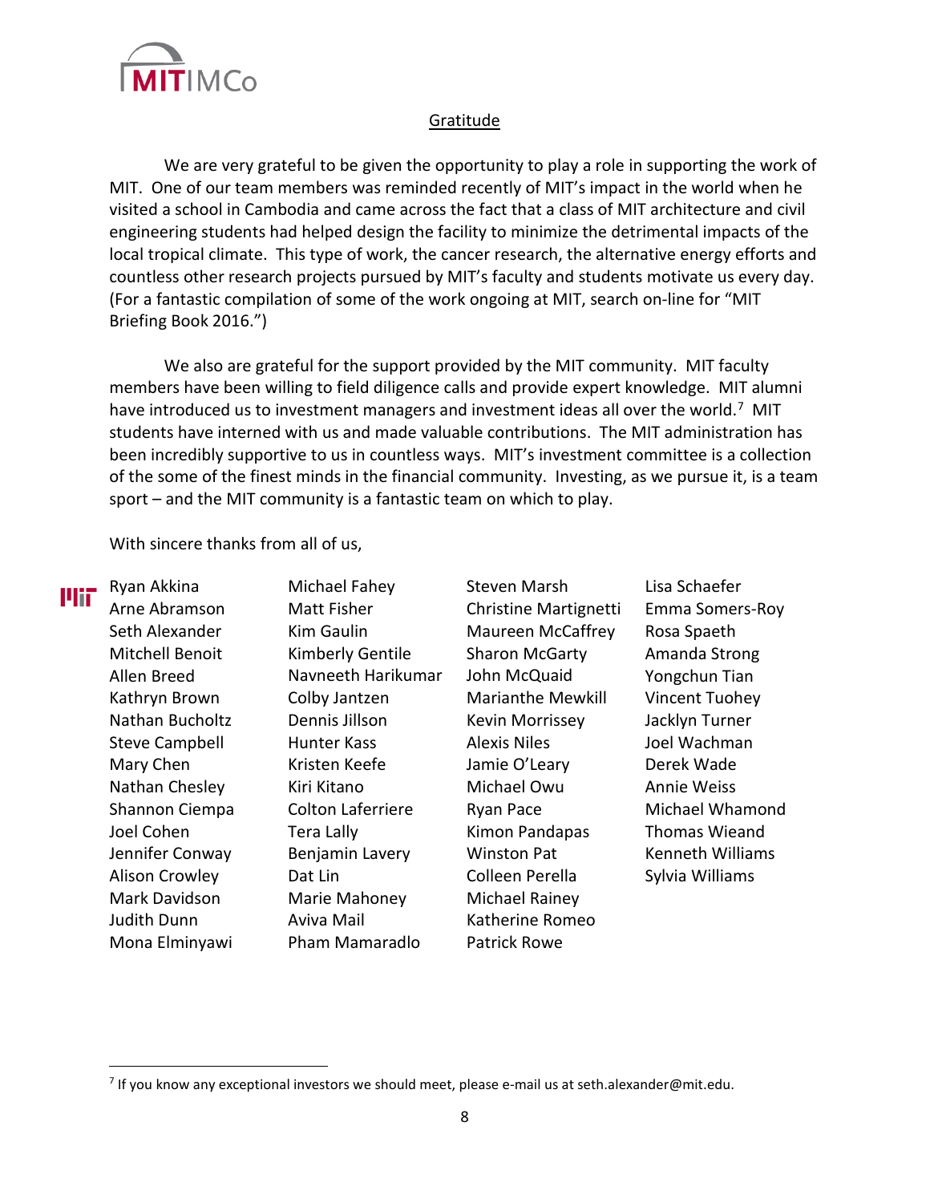## Gratitude

We are very grateful to be given the opportunity to play a role in supporting the work of MIT. One of our team members was reminded recently of MIT's impact in the world when he visited a school in Cambodia and came across the fact that a class of MIT architecture and civil engineering students had helped design the facility to minimize the detrimental impacts of the local tropical climate. This type of work, the cancer research, the alternative energy efforts and countless other research projects pursued by MIT's faculty and students motivate us every day. (For a fantastic compilation of some of the work ongoing at MIT, search on-line for "MIT Briefing Book 2016.")

We also are grateful for the support provided by the MIT community. MIT faculty members have been willing to field diligence calls and provide expert knowledge. MIT alumni have introduced us to investment managers and investment ideas all over the world.[7] MIT students have interned with us and made valuable contributions. The MIT administration has been incredibly supportive to us in countless ways. MIT's investment committee is a collection of the some of the finest minds in the financial community. Investing, as we pursue it, is a team sport – and the MIT community is a fantastic team on which to play.

With sincere thanks from all of us,

Ryan Akkina
Arne Abramson
Seth Alexander
Mitchell Benoit
Allen Breed
Kathryn Brown
Nathan Bucholtz
Steve Campbell
Mary Chen
Nathan Chesley
Shannon Ciempa
Joel Cohen
Jennifer Conway
Alison Crowley
Mark Davidson
Judith Dunn
Mona Elminyawi
Michael Fahey
Matt Fisher
Kim Gaulin
Kimberly Gentile
Navneeth Harikumar
Colby Jantzen
Dennis Jillson
Hunter Kass
Kristen Keefe
Kiri Kitano
Colton Laferriere
Tera Lally
Benjamin Lavery
Dat Lin
Marie Mahoney
Aviva Mail
Pham Mamaradlo
Steven Marsh
Christine Martignetti
Maureen McCaffrey
Sharon McGarty
John McQuaid
Marianthe Mewkill
Kevin Morrissey
Alexis Niles
Jamie O'Leary
Michael Owu
Ryan Pace
Kimon Pandapas
Winston Pat
Colleen Perella
Michael Rainey
Katherine Romeo
Patrick Rowe
Lisa Schaefer
Emma Somers-Roy
Rosa Spaeth
Amanda Strong
Yongchun Tian
Vincent Tuohey
Jacklyn Turner
Joel Wachman
Derek Wade
Annie Weiss
Michael Whamond
Thomas Wieand
Kenneth Williams
Sylvia Williams

[7] If you know any exceptional investors we should meet, please e-mail us at seth.alexander@mit.edu.